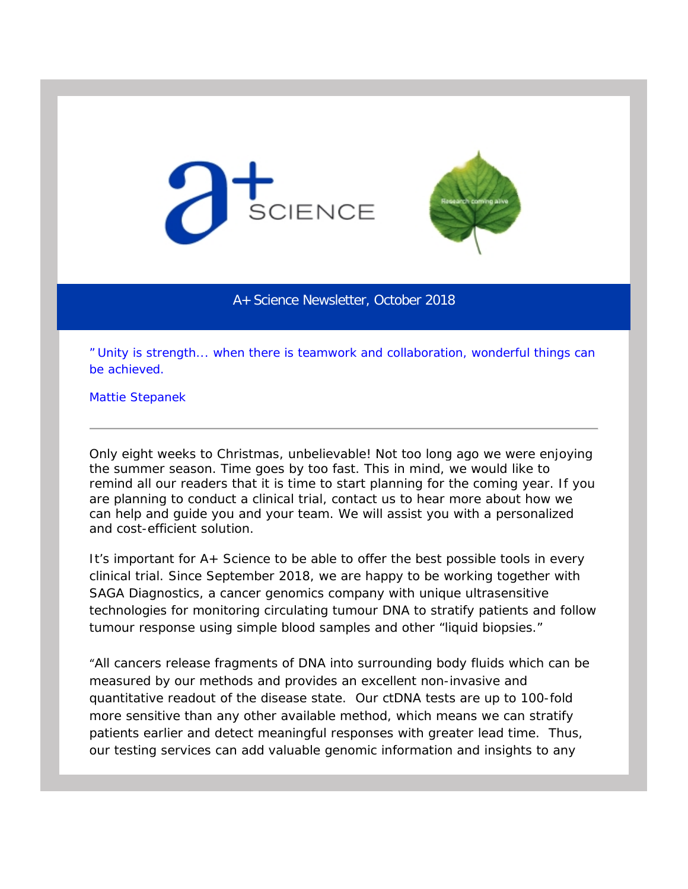A+ Science Newsletter, October 2018

"Unity is strength... when there is teamwork and collaboration, wonderful things can be achieved.

Mattie Stepanek

---

Only eight weeks to Christmas, unbelievable! Not too long ago we were enjoying the summer season. Time goes by too fast. This in mind, we would like to remind all our readers that it is time to start planning for the coming year. If you are planning to conduct a clinical trial, contact us to hear more about how we can help and guide you and your team. We will assist you with a personalized and cost-efficient solution.

It's important for A+ Science to be able to offer the best possible tools in every clinical trial. Since September 2018, we are happy to be working together with SAGA Diagnostics, a cancer genomics company with unique ultrasensitive technologies for monitoring circulating tumour DNA to stratify patients and follow tumour response using simple blood samples and other "liquid biopsies."

"All cancers release fragments of DNA into surrounding body fluids which can be measured by our methods and provides an excellent non-invasive and quantitative readout of the disease state. Our ctDNA tests are up to 100-fold more sensitive than any other available method, which means we can stratify patients earlier and detect meaningful responses with greater lead time. Thus, our testing services can add valuable genomic information and insights to any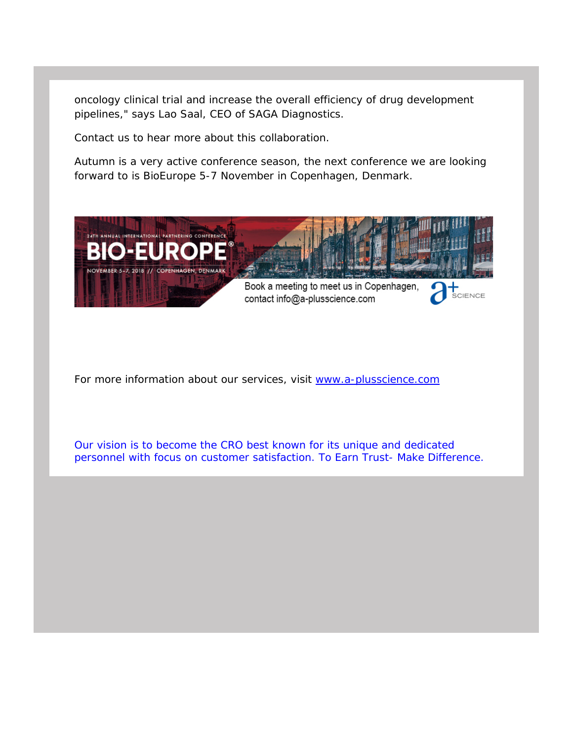oncology clinical trial and increase the overall efficiency of drug development pipelines," says Lao Saal, CEO of SAGA Diagnostics.

Contact us to hear more about this collaboration.

Autumn is a very active conference season, the next conference we are looking forward to is BioEurope 5-7 November in Copenhagen, Denmark.

24TH ANNUAL INTERNATIONAL PARTNERING CONFERENCE

BIO-EUROPE®

NOVEMBER 5-7, 2018 // COPENHAGEN, DENMARK

Book a meeting to meet us in Copenhagen, contact info@a-plusscience.com

a+ SCIENCE

For more information about our services, visit [www.a-plusscience.com](http://www.a-plusscience.com)

Our vision is to become the CRO best known for its unique and dedicated personnel with focus on customer satisfaction. To Earn Trust- Make Difference.